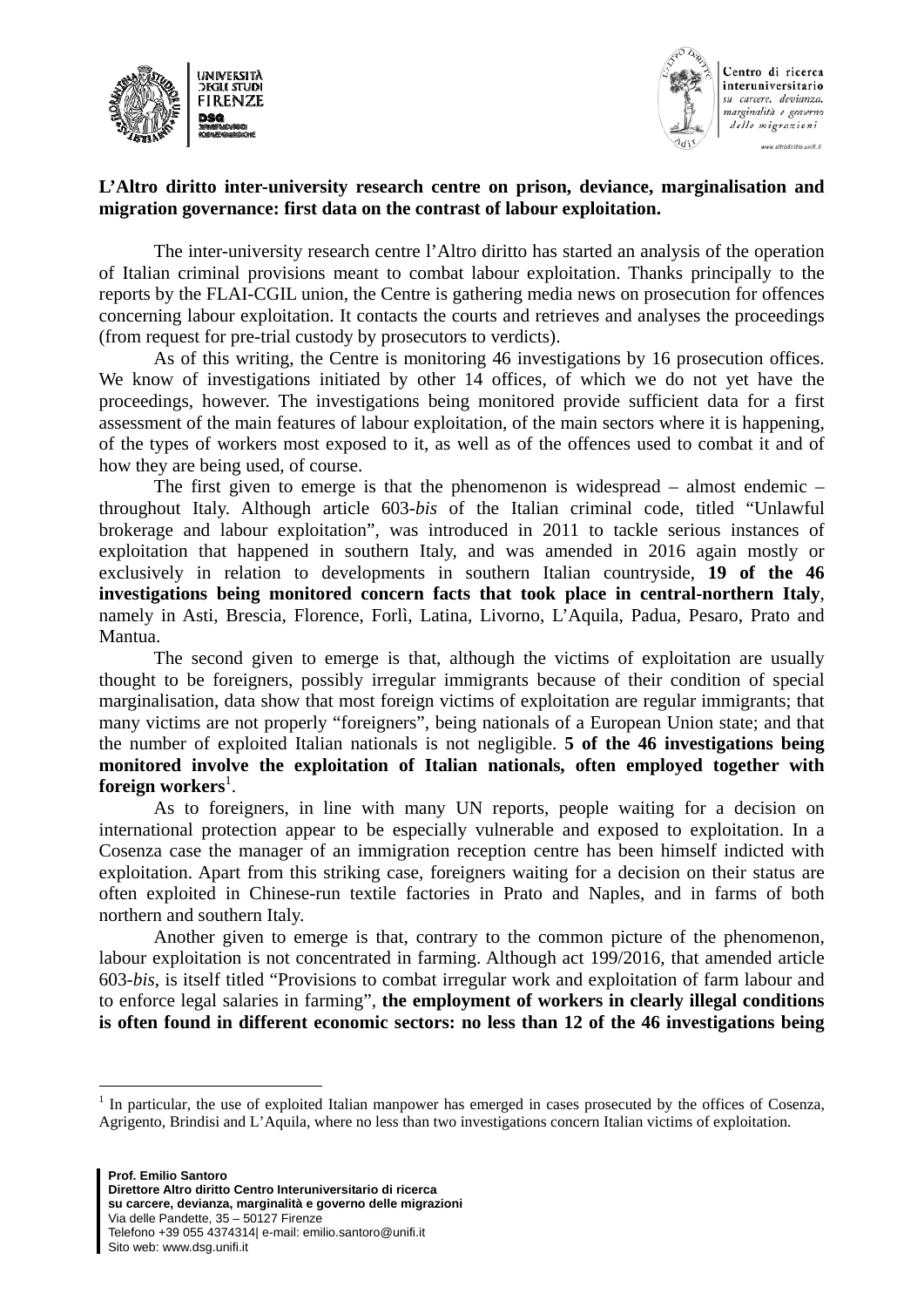**L'Altro diritto inter-university research centre on prison, deviance, marginalisation and migration governance: first data on the contrast of labour exploitation.**

The inter-university research centre l'Altro diritto has started an analysis of the operation of Italian criminal provisions meant to combat labour exploitation. Thanks principally to the reports by the FLAI-CGIL union, the Centre is gathering media news on prosecution for offences concerning labour exploitation. It contacts the courts and retrieves and analyses the proceedings (from request for pre-trial custody by prosecutors to verdicts).

As of this writing, the Centre is monitoring 46 investigations by 16 prosecution offices. We know of investigations initiated by other 14 offices, of which we do not yet have the proceedings, however. The investigations being monitored provide sufficient data for a first assessment of the main features of labour exploitation, of the main sectors where it is happening, of the types of workers most exposed to it, as well as of the offences used to combat it and of how they are being used, of course.

The first given to emerge is that the phenomenon is widespread – almost endemic – throughout Italy. Although article 603-*bis* of the Italian criminal code, titled "Unlawful brokerage and labour exploitation", was introduced in 2011 to tackle serious instances of exploitation that happened in southern Italy, and was amended in 2016 again mostly or exclusively in relation to developments in southern Italian countryside, **19 of the 46 investigations being monitored concern facts that took place in central-northern Italy**, namely in Asti, Brescia, Florence, Forlì, Latina, Livorno, L'Aquila, Padua, Pesaro, Prato and Mantua.

The second given to emerge is that, although the victims of exploitation are usually thought to be foreigners, possibly irregular immigrants because of their condition of special marginalisation, data show that most foreign victims of exploitation are regular immigrants; that many victims are not properly "foreigners", being nationals of a European Union state; and that the number of exploited Italian nationals is not negligible. **5 of the 46 investigations being monitored involve the exploitation of Italian nationals, often employed together with foreign workers**[1].

As to foreigners, in line with many UN reports, people waiting for a decision on international protection appear to be especially vulnerable and exposed to exploitation. In a Cosenza case the manager of an immigration reception centre has been himself indicted with exploitation. Apart from this striking case, foreigners waiting for a decision on their status are often exploited in Chinese-run textile factories in Prato and Naples, and in farms of both northern and southern Italy.

Another given to emerge is that, contrary to the common picture of the phenomenon, labour exploitation is not concentrated in farming. Although act 199/2016, that amended article 603-*bis*, is itself titled "Provisions to combat irregular work and exploitation of farm labour and to enforce legal salaries in farming", **the employment of workers in clearly illegal conditions is often found in different economic sectors: no less than 12 of the 46 investigations being**

---

[1] In particular, the use of exploited Italian manpower has emerged in cases prosecuted by the offices of Cosenza, Agrigento, Brindisi and L'Aquila, where no less than two investigations concern Italian victims of exploitation.

**Prof. Emilio Santoro**
**Direttore Altro diritto Centro Interuniversitario di ricerca**
**su carcere, devianza, marginalità e governo delle migrazioni**
Via delle Pandette, 35 – 50127 Firenze
Telefono +39 055 4374314| e-mail: emilio.santoro@unifi.it
Sito web: www.dsg.unifi.it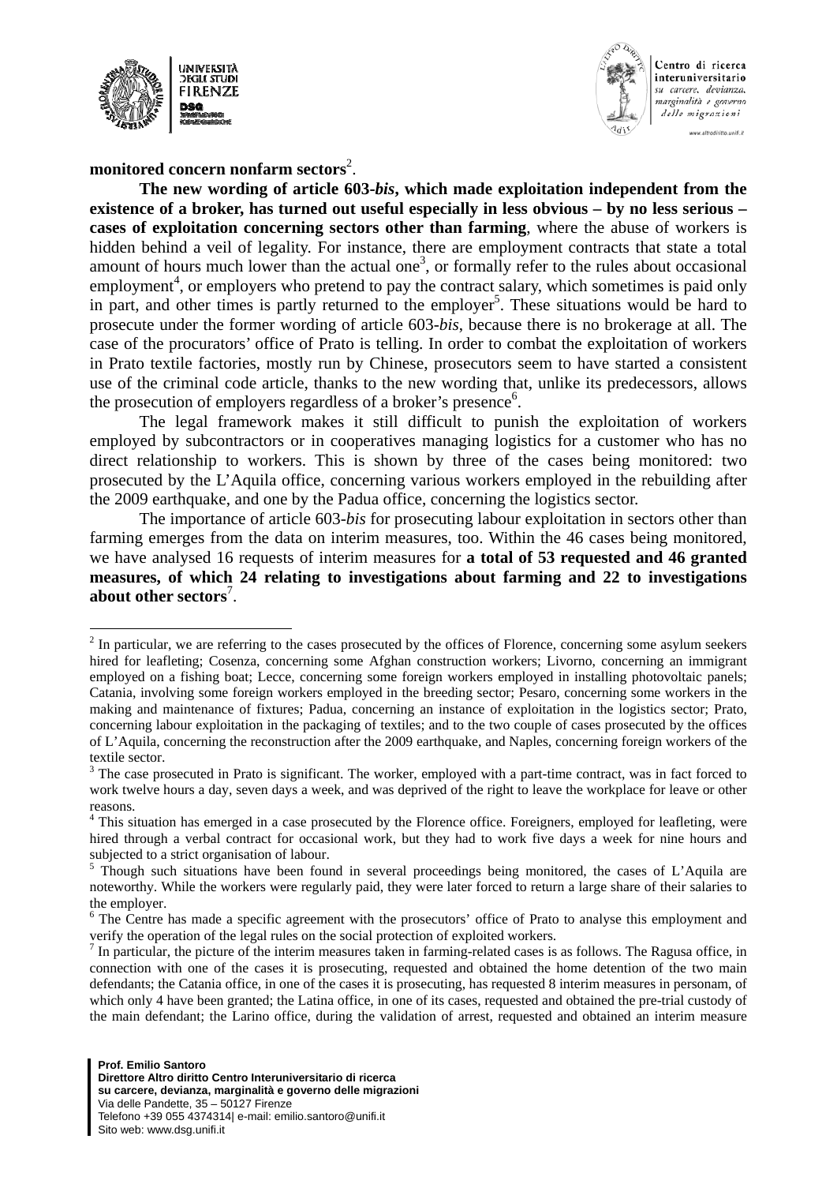**monitored concern nonfarm sectors**[2].

**The new wording of article 603-*bis*, which made exploitation independent from the existence of a broker, has turned out useful especially in less obvious – by no less serious – cases of exploitation concerning sectors other than farming**, where the abuse of workers is hidden behind a veil of legality. For instance, there are employment contracts that state a total amount of hours much lower than the actual one[3], or formally refer to the rules about occasional employment[4], or employers who pretend to pay the contract salary, which sometimes is paid only in part, and other times is partly returned to the employer[5]. These situations would be hard to prosecute under the former wording of article 603-*bis*, because there is no brokerage at all. The case of the procurators' office of Prato is telling. In order to combat the exploitation of workers in Prato textile factories, mostly run by Chinese, prosecutors seem to have started a consistent use of the criminal code article, thanks to the new wording that, unlike its predecessors, allows the prosecution of employers regardless of a broker's presence[6].

The legal framework makes it still difficult to punish the exploitation of workers employed by subcontractors or in cooperatives managing logistics for a customer who has no direct relationship to workers. This is shown by three of the cases being monitored: two prosecuted by the L'Aquila office, concerning various workers employed in the rebuilding after the 2009 earthquake, and one by the Padua office, concerning the logistics sector.

The importance of article 603-*bis* for prosecuting labour exploitation in sectors other than farming emerges from the data on interim measures, too. Within the 46 cases being monitored, we have analysed 16 requests of interim measures for **a total of 53 requested and 46 granted measures, of which 24 relating to investigations about farming and 22 to investigations about other sectors**[7].

---

[2] In particular, we are referring to the cases prosecuted by the offices of Florence, concerning some asylum seekers hired for leafleting; Cosenza, concerning some Afghan construction workers; Livorno, concerning an immigrant employed on a fishing boat; Lecce, concerning some foreign workers employed in installing photovoltaic panels; Catania, involving some foreign workers employed in the breeding sector; Pesaro, concerning some workers in the making and maintenance of fixtures; Padua, concerning an instance of exploitation in the logistics sector; Prato, concerning labour exploitation in the packaging of textiles; and to the two couple of cases prosecuted by the offices of L'Aquila, concerning the reconstruction after the 2009 earthquake, and Naples, concerning foreign workers of the textile sector.

[3] The case prosecuted in Prato is significant. The worker, employed with a part-time contract, was in fact forced to work twelve hours a day, seven days a week, and was deprived of the right to leave the workplace for leave or other reasons.

[4] This situation has emerged in a case prosecuted by the Florence office. Foreigners, employed for leafleting, were hired through a verbal contract for occasional work, but they had to work five days a week for nine hours and subjected to a strict organisation of labour.

[5] Though such situations have been found in several proceedings being monitored, the cases of L'Aquila are noteworthy. While the workers were regularly paid, they were later forced to return a large share of their salaries to the employer.

[6] The Centre has made a specific agreement with the prosecutors' office of Prato to analyse this employment and verify the operation of the legal rules on the social protection of exploited workers.

[7] In particular, the picture of the interim measures taken in farming-related cases is as follows. The Ragusa office, in connection with one of the cases it is prosecuting, requested and obtained the home detention of the two main defendants; the Catania office, in one of the cases it is prosecuting, has requested 8 interim measures in personam, of which only 4 have been granted; the Latina office, in one of its cases, requested and obtained the pre-trial custody of the main defendant; the Larino office, during the validation of arrest, requested and obtained an interim measure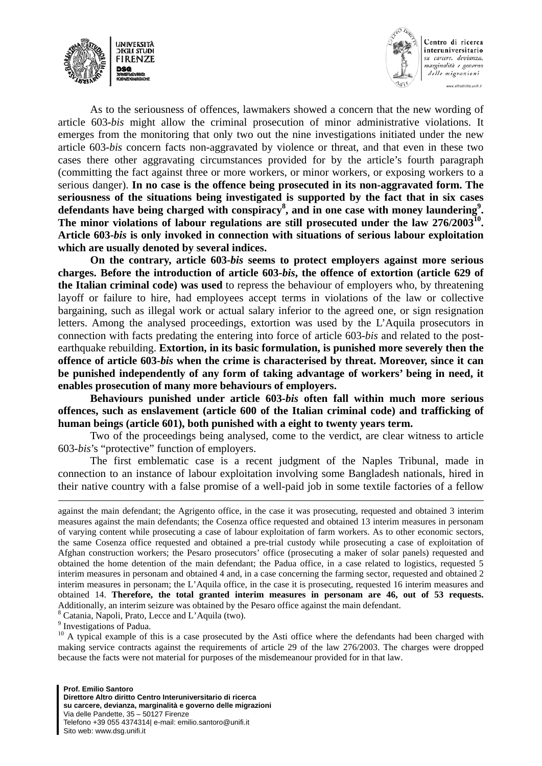As to the seriousness of offences, lawmakers showed a concern that the new wording of article 603-*bis* might allow the criminal prosecution of minor administrative violations. It emerges from the monitoring that only two out the nine investigations initiated under the new article 603-*bis* concern facts non-aggravated by violence or threat, and that even in these two cases there other aggravating circumstances provided for by the article's fourth paragraph (committing the fact against three or more workers, or minor workers, or exposing workers to a serious danger). **In no case is the offence being prosecuted in its non-aggravated form. The seriousness of the situations being investigated is supported by the fact that in six cases defendants have being charged with conspiracy[8], and in one case with money laundering[9]. The minor violations of labour regulations are still prosecuted under the law 276/2003[10]. Article 603-*bis* is only invoked in connection with situations of serious labour exploitation which are usually denoted by several indices.**

**On the contrary, article 603-*bis* seems to protect employers against more serious charges. Before the introduction of article 603-*bis*, the offence of extortion (article 629 of the Italian criminal code) was used** to repress the behaviour of employers who, by threatening layoff or failure to hire, had employees accept terms in violations of the law or collective bargaining, such as illegal work or actual salary inferior to the agreed one, or sign resignation letters. Among the analysed proceedings, extortion was used by the L'Aquila prosecutors in connection with facts predating the entering into force of article 603-*bis* and related to the post-earthquake rebuilding. **Extortion, in its basic formulation, is punished more severely then the offence of article 603-*bis* when the crime is characterised by threat. Moreover, since it can be punished independently of any form of taking advantage of workers' being in need, it enables prosecution of many more behaviours of employers.**

**Behaviours punished under article 603-*bis* often fall within much more serious offences, such as enslavement (article 600 of the Italian criminal code) and trafficking of human beings (article 601), both punished with a eight to twenty years term.**

Two of the proceedings being analysed, come to the verdict, are clear witness to article 603-*bis*'s "protective" function of employers.

The first emblematic case is a recent judgment of the Naples Tribunal, made in connection to an instance of labour exploitation involving some Bangladesh nationals, hired in their native country with a false promise of a well-paid job in some textile factories of a fellow

---

against the main defendant; the Agrigento office, in the case it was prosecuting, requested and obtained 3 interim measures against the main defendants; the Cosenza office requested and obtained 13 interim measures in personam of varying content while prosecuting a case of labour exploitation of farm workers. As to other economic sectors, the same Cosenza office requested and obtained a pre-trial custody while prosecuting a case of exploitation of Afghan construction workers; the Pesaro prosecutors' office (prosecuting a maker of solar panels) requested and obtained the home detention of the main defendant; the Padua office, in a case related to logistics, requested 5 interim measures in personam and obtained 4 and, in a case concerning the farming sector, requested and obtained 2 interim measures in personam; the L'Aquila office, in the case it is prosecuting, requested 16 interim measures and obtained 14. **Therefore, the total granted interim measures in personam are 46, out of 53 requests.** Additionally, an interim seizure was obtained by the Pesaro office against the main defendant.

[8] Catania, Napoli, Prato, Lecce and L'Aquila (two).

[9] Investigations of Padua.

[10] A typical example of this is a case prosecuted by the Asti office where the defendants had been charged with making service contracts against the requirements of article 29 of the law 276/2003. The charges were dropped because the facts were not material for purposes of the misdemeanour provided for in that law.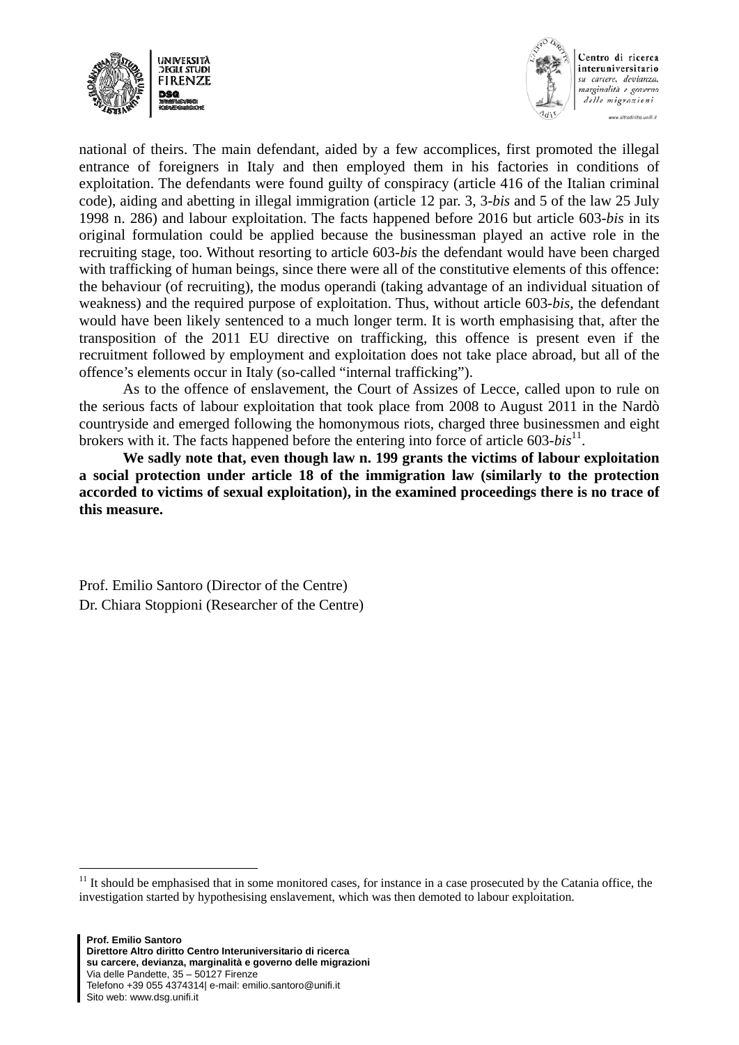national of theirs. The main defendant, aided by a few accomplices, first promoted the illegal entrance of foreigners in Italy and then employed them in his factories in conditions of exploitation. The defendants were found guilty of conspiracy (article 416 of the Italian criminal code), aiding and abetting in illegal immigration (article 12 par. 3, 3-*bis* and 5 of the law 25 July 1998 n. 286) and labour exploitation. The facts happened before 2016 but article 603-*bis* in its original formulation could be applied because the businessman played an active role in the recruiting stage, too. Without resorting to article 603-*bis* the defendant would have been charged with trafficking of human beings, since there were all of the constitutive elements of this offence: the behaviour (of recruiting), the modus operandi (taking advantage of an individual situation of weakness) and the required purpose of exploitation. Thus, without article 603-*bis*, the defendant would have been likely sentenced to a much longer term. It is worth emphasising that, after the transposition of the 2011 EU directive on trafficking, this offence is present even if the recruitment followed by employment and exploitation does not take place abroad, but all of the offence's elements occur in Italy (so-called "internal trafficking").

As to the offence of enslavement, the Court of Assizes of Lecce, called upon to rule on the serious facts of labour exploitation that took place from 2008 to August 2011 in the Nardò countryside and emerged following the homonymous riots, charged three businessmen and eight brokers with it. The facts happened before the entering into force of article 603-*bis*[11].

**We sadly note that, even though law n. 199 grants the victims of labour exploitation a social protection under article 18 of the immigration law (similarly to the protection accorded to victims of sexual exploitation), in the examined proceedings there is no trace of this measure.**

Prof. Emilio Santoro (Director of the Centre)
Dr. Chiara Stoppioni (Researcher of the Centre)

[11] It should be emphasised that in some monitored cases, for instance in a case prosecuted by the Catania office, the investigation started by hypothesising enslavement, which was then demoted to labour exploitation.

**Prof. Emilio Santoro**
**Direttore Altro diritto Centro Interuniversitario di ricerca su carcere, devianza, marginalità e governo delle migrazioni**
Via delle Pandette, 35 – 50127 Firenze
Telefono +39 055 4374314| e-mail: emilio.santoro@unifi.it
Sito web: www.dsg.unifi.it